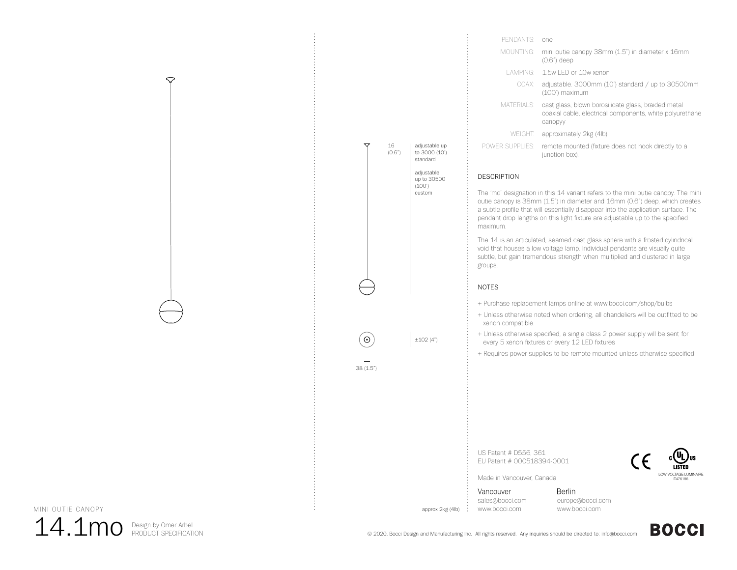| | |
|---|---|
| PENDANTS: | one |
| MOUNTING: | mini outie canopy 38mm (1.5") in diameter x 16mm (0.6") deep |
| LAMPING: | 1.5w LED or 10w xenon |
| COAX: | adjustable. 3000mm (10') standard / up to 30500mm (100') maximum |
| MATERIALS: | cast glass, blown borosilicate glass, braided metal coaxial cable, electrical components, white polyurethane canopyy |
| WEIGHT: | approximately 2kg (4lb) |
| POWER SUPPLIES: | remote mounted (fixture does not hook directly to a junction box). |

16 (0.6")

adjustable up to 3000 (10') standard

adjustable up to 30500 (100') custom

±102 (4")

38 (1.5")

approx 2kg (4lb)

## DESCRIPTION

The 'mo' designation in this 14 variant refers to the mini outie canopy. The mini outie canopy is 38mm (1.5") in diameter and 16mm (0.6") deep, which creates a subtle profile that will essentially disappear into the application surface. The pendant drop lengths on this light fixture are adjustable up to the specified maximum.

The 14 is an articulated, seamed cast glass sphere with a frosted cylindrical void that houses a low voltage lamp. Individual pendants are visually quite subtle, but gain tremendous strength when multiplied and clustered in large groups.

## NOTES

+ Purchase replacement lamps online at www.bocci.com/shop/bulbs
+ Unless otherwise noted when ordering, all chandeliers will be outfitted to be xenon compatible.
+ Unless otherwise specified, a single class 2 power supply will be sent for every 5 xenon fixtures or every 12 LED fixtures
+ Requires power supplies to be remote mounted unless otherwise specified

US Patent # D556, 361
EU Patent # 000518394-0001

Made in Vancouver, Canada

CE c UL us LISTED LOW VOLTAGE LUMINAIRE E476186

Vancouver
sales@bocci.com
www.bocci.com

Berlin
europe@bocci.com
www.bocci.com

MINI OUTIE CANOPY

# 14.1mo

Design by Omer Arbel
PRODUCT SPECIFICATION

© 2020, Bocci Design and Manufacturing Inc. All rights reserved. Any inquiries should be directed to: info@bocci.com

BOCCI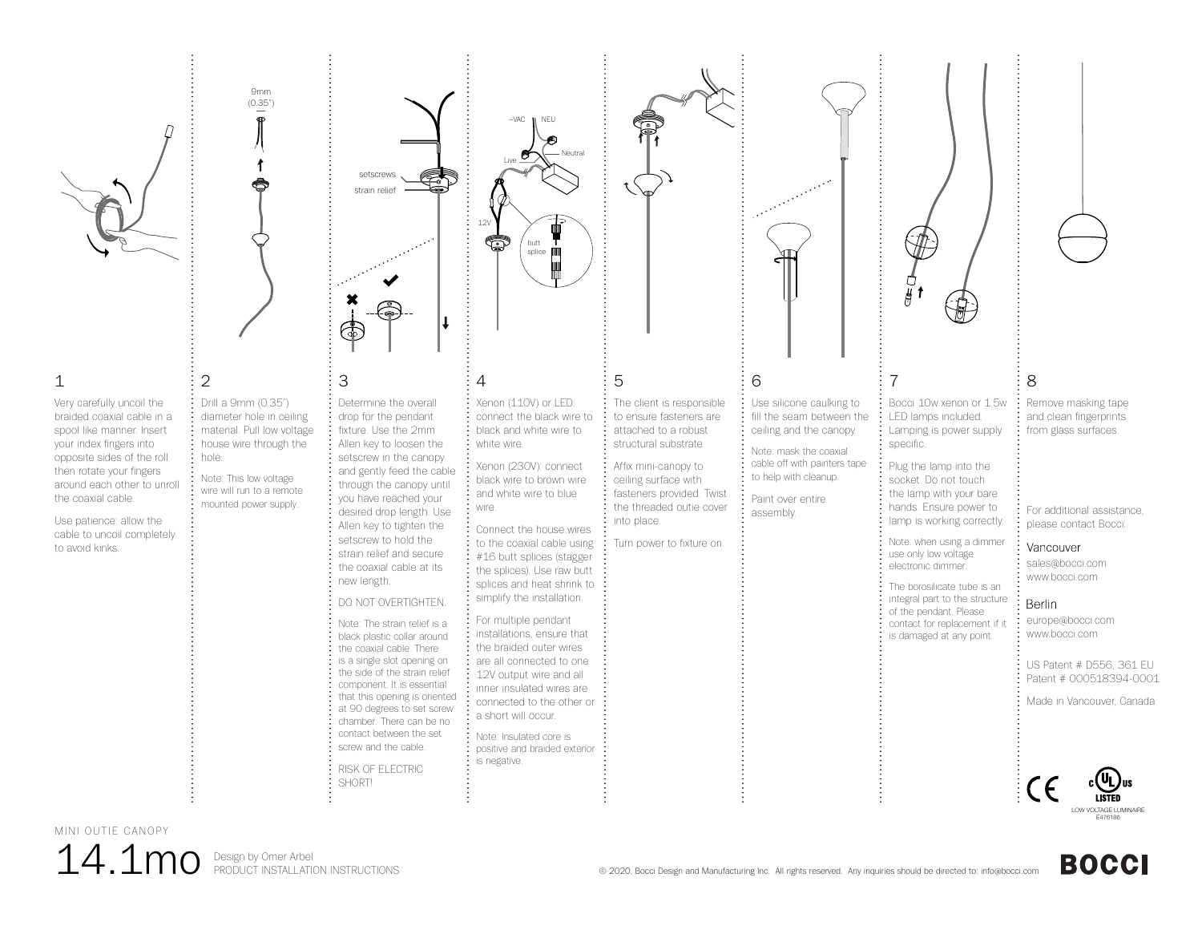# 1

Very carefully uncoil the braided coaxial cable in a spool like manner. Insert your index fingers into opposite sides of the roll then rotate your fingers around each other to unroll the coaxial cable.

Use patience: allow the cable to uncoil completely to avoid kinks.

# 2

9mm (0.35")

Drill a 9mm (0.35") diameter hole in ceiling material. Pull low voltage house wire through the hole.

Note: This low voltage wire will run to a remote mounted power supply.

# 3

setscrews

strain relief

Determine the overall drop for the pendant fixture. Use the 2mm Allen key to loosen the setscrew in the canopy and gently feed the cable through the canopy until you have reached your desired drop length. Use Allen key to tighten the setscrew to hold the strain relief and secure the coaxial cable at its new length.

DO NOT OVERTIGHTEN.

Note: The strain relief is a black plastic collar around the coaxial cable. There is a single slot opening on the side of the strain relief component. It is essential that this opening is oriented at 90 degrees to set screw chamber. There can be no contact between the set screw and the cable.

RISK OF ELECTRIC SHORT!

# 4

~VAC NEU Live Neutral 12V butt splice

Xenon (110V) or LED: connect the black wire to black and white wire to white wire.

Xenon (230V): connect black wire to brown wire and white wire to blue wire.

Connect the house wires to the coaxial cable using #16 butt splices (stagger the splices). Use raw butt splices and heat shrink to simplify the installation.

For multiple pendant installations, ensure that the braided outer wires are all connected to one 12V output wire and all inner insulated wires are connected to the other or a short will occur.

Note: Insulated core is positive and braided exterior is negative.

# 5

The client is responsible to ensure fasteners are attached to a robust structural substrate.

Affix mini-canopy to ceiling surface with fasteners provided. Twist the threaded outie cover into place.

Turn power to fixture on.

# 6

Use silicone caulking to fill the seam between the ceiling and the canopy.

Note: mask the coaxial cable off with painters tape to help with cleanup.

Paint over entire assembly.

# 7

Bocci 10w xenon or 1.5w LED lamps included. Lamping is power supply specific.

Plug the lamp into the socket. Do not touch the lamp with your bare hands. Ensure power to lamp is working correctly.

Note: when using a dimmer use only low voltage electronic dimmer.

The borosilicate tube is an integral part to the structure of the pendant. Please contact for replacement if it is damaged at any point.

# 8

Remove masking tape and clean fingerprints from glass surfaces.

For additional assistance, please contact Bocci:

Vancouver
sales@bocci.com
www.bocci.com

Berlin
europe@bocci.com
www.bocci.com

US Patent # D556, 361 EU Patent # 000518394-0001

Made in Vancouver, Canada

CE c UL us LISTED LOW VOLTAGE LUMINAIRE E476186

MINI OUTIE CANOPY

# 14.1mo

Design by Omer Arbel
PRODUCT INSTALLATION INSTRUCTIONS

© 2020, Bocci Design and Manufacturing Inc. All rights reserved. Any inquiries should be directed to: info@bocci.com

BOCCI